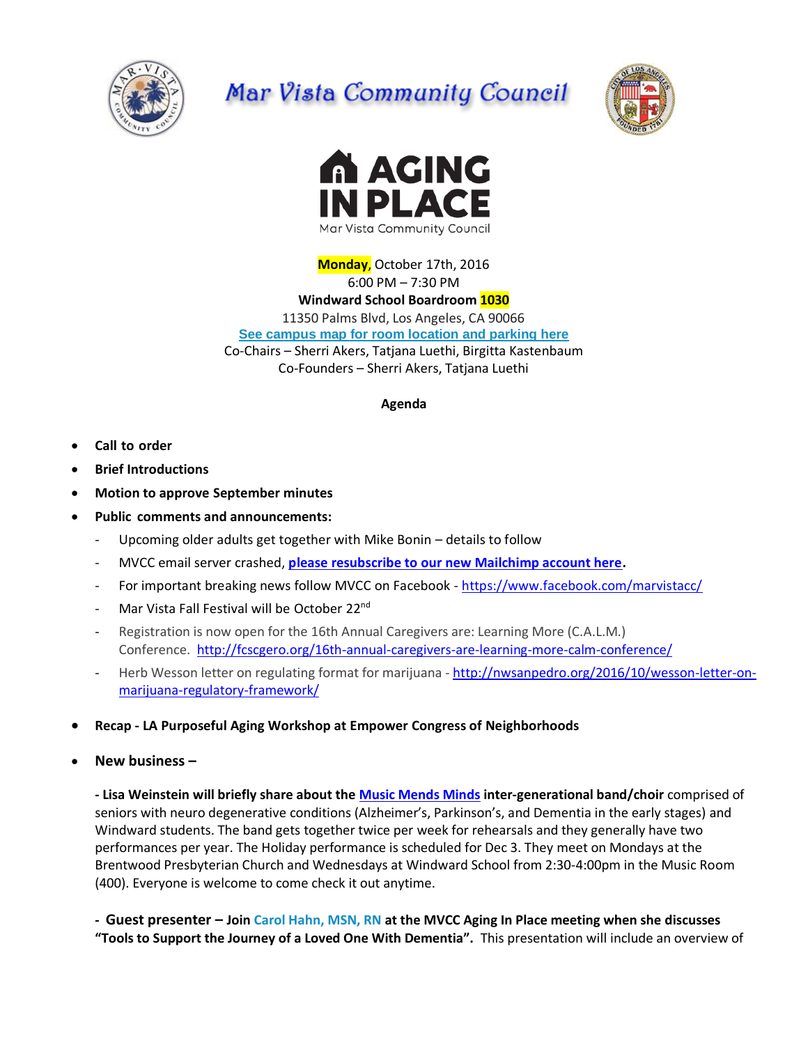# Mar Vista Community Council

# AGING IN PLACE

Mar Vista Community Council

**Monday**, October 17th, 2016
6:00 PM – 7:30 PM
**Windward School Boardroom 1030**
11350 Palms Blvd, Los Angeles, CA 90066
**See campus map for room location and parking here**
Co-Chairs – Sherri Akers, Tatjana Luethi, Birgitta Kastenbaum
Co-Founders – Sherri Akers, Tatjana Luethi

**Agenda**

- **Call to order**
- **Brief Introductions**
- **Motion to approve September minutes**
- **Public comments and announcements:**
  - Upcoming older adults get together with Mike Bonin – details to follow
  - MVCC email server crashed, **please resubscribe to our new Mailchimp account here**.
  - For important breaking news follow MVCC on Facebook - https://www.facebook.com/marvistacc/
  - Mar Vista Fall Festival will be October 22nd
  - Registration is now open for the 16th Annual Caregivers are: Learning More (C.A.L.M.) Conference. http://fcscgero.org/16th-annual-caregivers-are-learning-more-calm-conference/
  - Herb Wesson letter on regulating format for marijuana - http://nwsanpedro.org/2016/10/wesson-letter-on-marijuana-regulatory-framework/
- **Recap - LA Purposeful Aging Workshop at Empower Congress of Neighborhoods**
- **New business –**

  **- Lisa Weinstein will briefly share about the Music Mends Minds inter-generational band/choir** comprised of seniors with neuro degenerative conditions (Alzheimer's, Parkinson's, and Dementia in the early stages) and Windward students. The band gets together twice per week for rehearsals and they generally have two performances per year. The Holiday performance is scheduled for Dec 3. They meet on Mondays at the Brentwood Presbyterian Church and Wednesdays at Windward School from 2:30-4:00pm in the Music Room (400). Everyone is welcome to come check it out anytime.

  **- Guest presenter – Join Carol Hahn, MSN, RN at the MVCC Aging In Place meeting when she discusses "Tools to Support the Journey of a Loved One With Dementia".** This presentation will include an overview of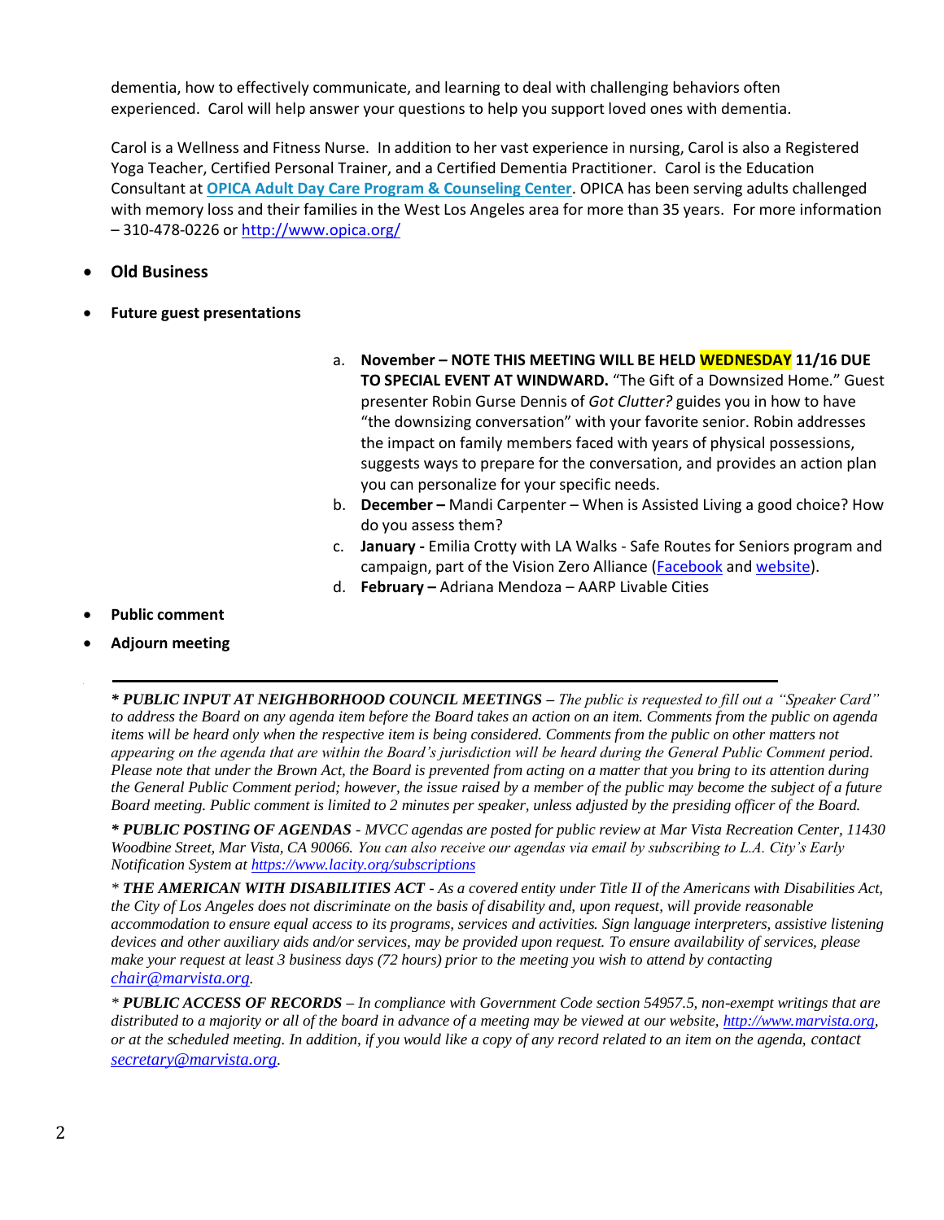dementia, how to effectively communicate, and learning to deal with challenging behaviors often experienced. Carol will help answer your questions to help you support loved ones with dementia.

Carol is a Wellness and Fitness Nurse. In addition to her vast experience in nursing, Carol is also a Registered Yoga Teacher, Certified Personal Trainer, and a Certified Dementia Practitioner. Carol is the Education Consultant at **OPICA Adult Day Care Program & Counseling Center**. OPICA has been serving adults challenged with memory loss and their families in the West Los Angeles area for more than 35 years. For more information – 310-478-0226 or http://www.opica.org/

- **Old Business**
- **Future guest presentations**

  a. **November – NOTE THIS MEETING WILL BE HELD WEDNESDAY 11/16 DUE TO SPECIAL EVENT AT WINDWARD.** "The Gift of a Downsized Home." Guest presenter Robin Gurse Dennis of *Got Clutter?* guides you in how to have "the downsizing conversation" with your favorite senior. Robin addresses the impact on family members faced with years of physical possessions, suggests ways to prepare for the conversation, and provides an action plan you can personalize for your specific needs.
  b. **December –** Mandi Carpenter – When is Assisted Living a good choice? How do you assess them?
  c. **January -** Emilia Crotty with LA Walks - Safe Routes for Seniors program and campaign, part of the Vision Zero Alliance (Facebook and website).
  d. **February –** Adriana Mendoza – AARP Livable Cities

- **Public comment**
- **Adjourn meeting**

---

***\* PUBLIC INPUT AT NEIGHBORHOOD COUNCIL MEETINGS** – The public is requested to fill out a "Speaker Card" to address the Board on any agenda item before the Board takes an action on an item. Comments from the public on agenda items will be heard only when the respective item is being considered. Comments from the public on other matters not appearing on the agenda that are within the Board's jurisdiction will be heard during the General Public Comment period. Please note that under the Brown Act, the Board is prevented from acting on a matter that you bring to its attention during the General Public Comment period; however, the issue raised by a member of the public may become the subject of a future Board meeting. Public comment is limited to 2 minutes per speaker, unless adjusted by the presiding officer of the Board.*

***\* PUBLIC POSTING OF AGENDAS** - MVCC agendas are posted for public review at Mar Vista Recreation Center, 11430 Woodbine Street, Mar Vista, CA 90066. You can also receive our agendas via email by subscribing to L.A. City's Early Notification System at https://www.lacity.org/subscriptions*

*\* **THE AMERICAN WITH DISABILITIES ACT** - As a covered entity under Title II of the Americans with Disabilities Act, the City of Los Angeles does not discriminate on the basis of disability and, upon request, will provide reasonable accommodation to ensure equal access to its programs, services and activities. Sign language interpreters, assistive listening devices and other auxiliary aids and/or services, may be provided upon request. To ensure availability of services, please make your request at least 3 business days (72 hours) prior to the meeting you wish to attend by contacting chair@marvista.org.*

*\* **PUBLIC ACCESS OF RECORDS** – In compliance with Government Code section 54957.5, non-exempt writings that are distributed to a majority or all of the board in advance of a meeting may be viewed at our website, http://www.marvista.org, or at the scheduled meeting. In addition, if you would like a copy of any record related to an item on the agenda,* contact *secretary@marvista.org.*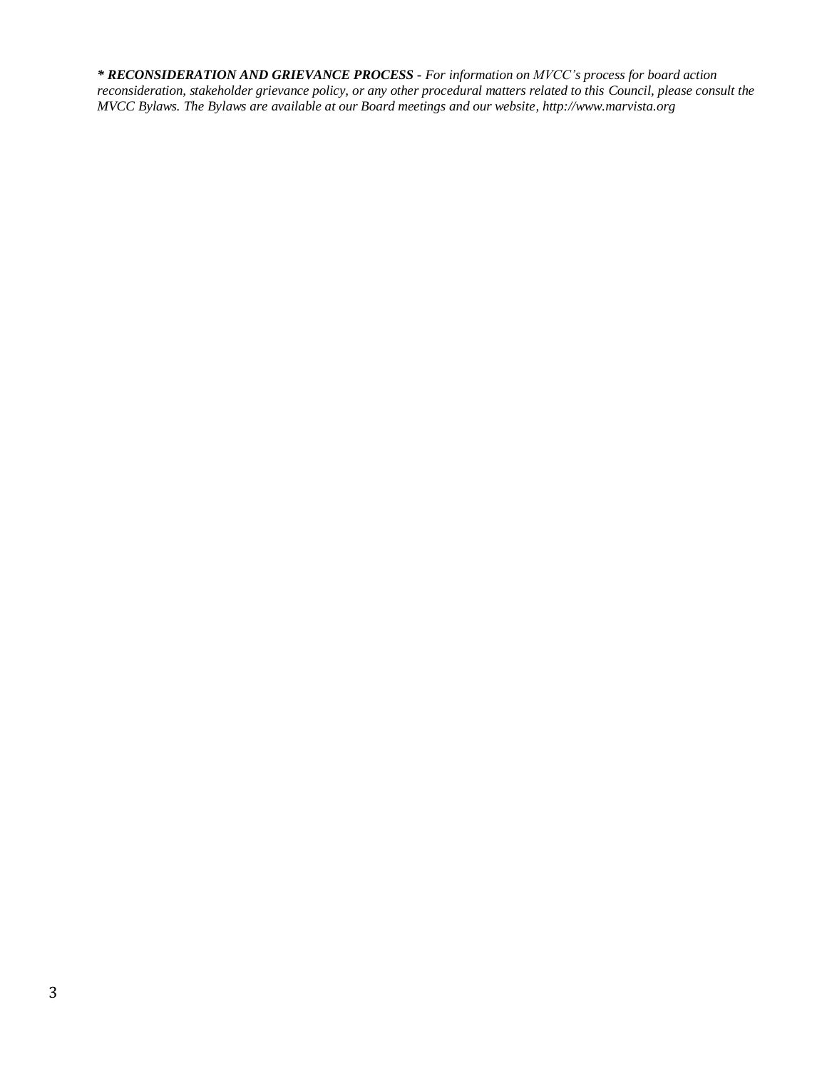***\* RECONSIDERATION AND GRIEVANCE PROCESS** - For information on MVCC's process for board action reconsideration, stakeholder grievance policy, or any other procedural matters related to this Council, please consult the MVCC Bylaws. The Bylaws are available at our Board meetings and our website, http://www.marvista.org*